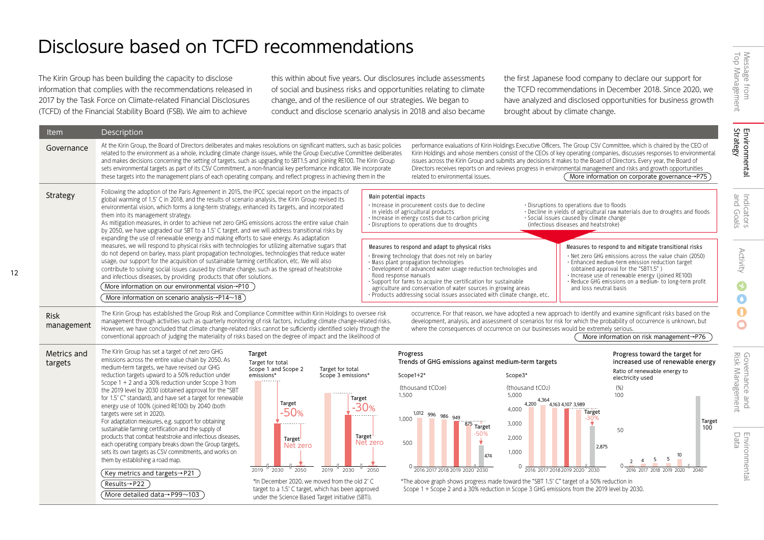# Disclosure based on TCFD recommendations

The Kirin Group has been building the capacity to disclose information that complies with the recommendations released in 2017 by the Task Force on Climate-related Financial Disclosures (TCFD) of the Financial Stability Board (FSB). We aim to achieve this within about five years. Our disclosures include assessments of social and business risks and opportunities relating to climate change, and of the resilience of our strategies. We began to conduct and disclose scenario analysis in 2018 and also became the first Japanese food company to declare our support for the TCFD recommendations in December 2018. Since 2020, we have analyzed and disclosed opportunities for business growth brought about by climate change.

| Item | Description |
|---|---|
| Governance | At the Kirin Group, the Board of Directors deliberates and makes resolutions on significant matters, such as basic policies related to the environment as a whole, including climate change issues, while the Group Executive Committee deliberates and makes decisions concerning the setting of targets, such as upgrading to SBT1.5 and joining RE100. The Kirin Group sets environmental targets as part of its CSV Commitment, a non-financial key performance indicator. We incorporate these targets into the management plans of each operating company, and reflect progress in achieving them in the performance evaluations of Kirin Holdings Executive Officers. The Group CSV Committee, which is chaired by the CEO of Kirin Holdings and whose members consist of the CEOs of key operating companies, discusses responses to environmental issues across the Kirin Group and submits any decisions it makes to the Board of Directors. Every year, the Board of Directors receives reports on and reviews progress in environmental management and risks and growth opportunities related to environmental issues. More information on corporate governance→P75 |
| Strategy | Following the adoption of the Paris Agreement in 2015, the IPCC special report on the impacts of global warming of 1.5°C in 2018, and the results of scenario analysis, the Kirin Group revised its environmental vision, which forms a long-term strategy, enhanced its targets, and incorporated them into its management strategy. As mitigation measures, in order to achieve net zero GHG emissions across the entire value chain by 2050, we have upgraded our SBT to a 1.5°C target, and we will address transitional risks by expanding the use of renewable energy and making efforts to save energy. As adaptation measures, we will respond to physical risks with technologies for utilizing alternative sugars that do not depend on barley, mass plant propagation technologies, technologies that reduce water usage, our support for the acquisition of sustainable farming certification, etc. We will also contribute to solving social issues caused by climate change, such as the spread of heatstroke and infectious diseases, by providing products that offer solutions. More information on our environmental vision→P10 More information on scenario analysis→P14~18 |
| Risk management | The Kirin Group has established the Group Risk and Compliance Committee within Kirin Holdings to oversee risk management through activities such as quarterly monitoring of risk factors, including climate change-related risks. However, we have concluded that climate change-related risks cannot be sufficiently identified solely through the conventional approach of judging the materiality of risks based on the degree of impact and the likelihood of occurrence. For that reason, we have adopted a new approach to identify and examine significant risks based on the development, analysis, and assessment of scenarios for risk for which the probability of occurrence is unknown, but where the consequences of occurrence on our businesses would be extremely serious. More information on risk management→P76 |
| Metrics and targets | The Kirin Group has set a target of net zero GHG emissions across the entire value chain by 2050. As medium-term targets, we have revised our GHG reduction targets upward to a 50% reduction under Scope 1 + 2 and a 30% reduction under Scope 3 from the 2019 level by 2030 (obtained approval for the "SBT for 1.5°C" standard), and have set a target for renewable energy use of 100% (joined RE100) by 2040 (both targets were set in 2020). For adaptation measures, e.g. support for obtaining sustainable farming certification and the supply of products that combat heatstroke and infectious diseases, each operating company breaks down the Group targets, sets its own targets as CSV commitments, and works on them by establishing a road map. Key metrics and targets→P21 Results→P22 More detailed data→P99~103 |

**Main potential impacts**

- Increase in procurement costs due to decline in yields of agricultural products
- Increase in energy costs due to carbon pricing
- Disruptions to operations due to droughts
- Disruptions to operations due to floods
- Decline in yields of agricultural raw materials due to droughts and floods
- Social issues caused by climate change (infectious diseases and heatstroke)

**Measures to respond and adapt to physical risks**

- Brewing technology that does not rely on barley
- Mass plant propagation technologies
- Development of advanced water usage reduction technologies and flood response manuals
- Support for farms to acquire the certification for sustainable agriculture and conservation of water sources in growing areas
- Products addressing social issues associated with climate change, etc.

**Measures to respond to and mitigate transitional risks**

- Net zero GHG emissions across the value chain (2050)
- Enhanced medium-term emission reduction target (obtained approval for the "SBT1.5")
- Increase use of renewable energy (joined RE100)
- Reduce GHG emissions on a medium- to long-term profit and loss neutral basis

**Target**

Target for total Scope 1 and Scope 2 emissions*: 2019 → 2030 Target -50% → 2050 Target Net zero

Target for total Scope 3 emissions*: 2019 → 2030 Target -30% → 2050 Target Net zero

*In December 2020, we moved from the old 2°C target to a 1.5°C target, which has been approved under the Science Based Target initiative (SBTi).

**Progress**

Trends of GHG emissions against medium-term targets

Scope1+2* (thousand $tCO_2e$)

| 2016 | 2017 | 2018 | 2019 | 2020 | 2030 |
|---|---|---|---|---|---|
| 1,012 | 996 | 986 | 949 | 875 | 474 (Target -50%) |

Scope3* (thousand $tCO_2$)

| 2016 | 2017 | 2018 | 2019 | 2020 | 2030 |
|---|---|---|---|---|---|
| 4,200 | 4,364 | 4,163 | 4,107 | 3,989 | 2,875 (Target -30%) |

*The above graph shows progress made toward the "SBT 1.5°C" target of a 50% reduction in Scope 1 + Scope 2 and a 30% reduction in Scope 3 GHG emissions from the 2019 level by 2030.

**Progress toward the target for increased use of renewable energy**

Ratio of renewable energy to electricity used (%)

| 2016 | 2017 | 2018 | 2019 | 2020 | 2040 |
|---|---|---|---|---|---|
| 2 | 4 | 5 | 5 | 10 | Target 100 |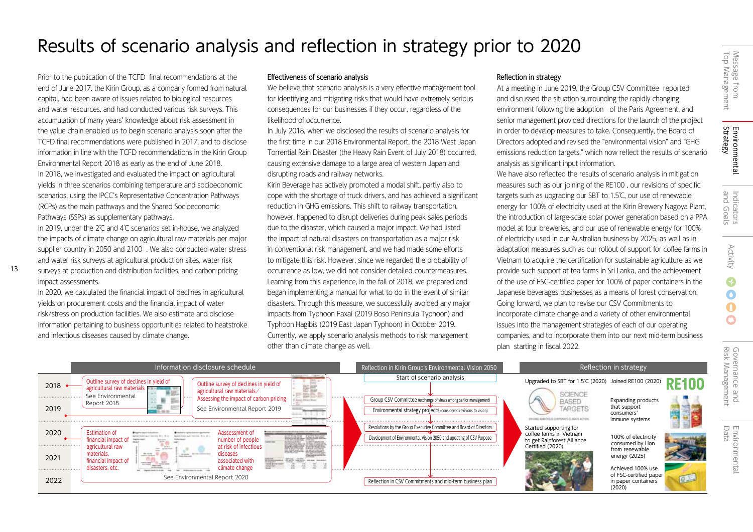# Results of scenario analysis and reflection in strategy prior to 2020

Prior to the publication of the TCFD final recommendations at the end of June 2017, the Kirin Group, as a company formed from natural capital, had been aware of issues related to biological resources and water resources, and had conducted various risk surveys. This accumulation of many years' knowledge about risk assessment in the value chain enabled us to begin scenario analysis soon after the TCFD final recommendations were published in 2017, and to disclose information in line with the TCFD recommendations in the Kirin Group Environmental Report 2018 as early as the end of June 2018.

In 2018, we investigated and evaluated the impact on agricultural yields in three scenarios combining temperature and socioeconomic scenarios, using the IPCC's Representative Concentration Pathways (RCPs) as the main pathways and the Shared Socioeconomic Pathways (SSPs) as supplementary pathways.

In 2019, under the 2℃ and 4℃ scenarios set in-house, we analyzed the impacts of climate change on agricultural raw materials per major supplier country in 2050 and 2100 . We also conducted water stress and water risk surveys at agricultural production sites, water risk surveys at production and distribution facilities, and carbon pricing impact assessments.

In 2020, we calculated the financial impact of declines in agricultural yields on procurement costs and the financial impact of water risk/stress on production facilities. We also estimate and disclose information pertaining to business opportunities related to heatstroke and infectious diseases caused by climate change.

**Effectiveness of scenario analysis**

We believe that scenario analysis is a very effective management tool for identifying and mitigating risks that would have extremely serious consequences for our businesses if they occur, regardless of the likelihood of occurrence.

In July 2018, when we disclosed the results of scenario analysis for the first time in our 2018 Environmental Report, the 2018 West Japan Torrential Rain Disaster (the Heavy Rain Event of July 2018) occurred, causing extensive damage to a large area of western Japan and disrupting roads and railway networks.

Kirin Beverage has actively promoted a modal shift, partly also to cope with the shortage of truck drivers, and has achieved a significant reduction in GHG emissions. This shift to railway transportation, however, happened to disrupt deliveries during peak sales periods due to the disaster, which caused a major impact. We had listed the impact of natural disasters on transportation as a major risk in conventional risk management, and we had made some efforts to mitigate this risk. However, since we regarded the probability of occurrence as low, we did not consider detailed countermeasures. Learning from this experience, in the fall of 2018, we prepared and began implementing a manual for what to do in the event of similar disasters. Through this measure, we successfully avoided any major impacts from Typhoon Faxai (2019 Boso Peninsula Typhoon) and Typhoon Hagibis (2019 East Japan Typhoon) in October 2019.

Currently, we apply scenario analysis methods to risk management other than climate change as well.

**Reflection in strategy**

At a meeting in June 2019, the Group CSV Committee reported and discussed the situation surrounding the rapidly changing environment following the adoption of the Paris Agreement, and senior management provided directions for the launch of the project in order to develop measures to take. Consequently, the Board of Directors adopted and revised the "environmental vision" and "GHG emissions reduction targets," which now reflect the results of scenario analysis as significant input information.

We have also reflected the results of scenario analysis in mitigation measures such as our joining of the RE100 , our revisions of specific targets such as upgrading our SBT to 1.5℃, our use of renewable energy for 100% of electricity used at the Kirin Brewery Nagoya Plant, the introduction of large-scale solar power generation based on a PPA model at four breweries, and our use of renewable energy for 100% of electricity used in our Australian business by 2025, as well as in adaptation measures such as our rollout of support for coffee farms in Vietnam to acquire the certification for sustainable agriculture as we provide such support at tea farms in Sri Lanka, and the achievement of the use of FSC-certified paper for 100% of paper containers in the Japanese beverages businesses as a means of forest conservation.

Going forward, we plan to revise our CSV Commitments to incorporate climate change and a variety of other environmental issues into the management strategies of each of our operating companies, and to incorporate them into our next mid-term business plan starting in fiscal 2022.

| Year | Information disclosure schedule | Reflection in Kirin Group's Environmental Vision 2050 | Reflection in strategy |
|---|---|---|---|
| 2018 | Outline survey of declines in yield of agricultural raw materials (See Environmental Report 2018) | Start of scenario analysis | Upgraded to SBT for 1.5℃ (2020); Joined RE100 (2020) |
| 2019 | Outline survey of declines in yield of agricultural raw materials / Assessing the impact of carbon pricing (See Environmental Report 2019) | Group CSV Committee (exchange of views among senior management); Environmental strategy projects (considered revisions to vision) | Expanding products that support consumers' immune systems |
| 2020 | Estimation of financial impact of agricultural raw materials, financial impact of disasters, etc.; Assessment of number of people at risk of infectious diseases associated with climate change (See Environmental Report 2020) | Resolutions by the Group Executive Committee and Board of Directors; Development of Environmental Vision 2050 and updating of CSV Purpose | Started supporting for coffee farms in Vietnam to get Rainforest Alliance Certified (2020); 100% of electricity consumed by Lion from renewable energy (2025) |
| 2021 | | | Achieved 100% use of FSC-certified paper in paper containers (2020) |
| 2022 | | Reflection in CSV Commitments and mid-term business plan | |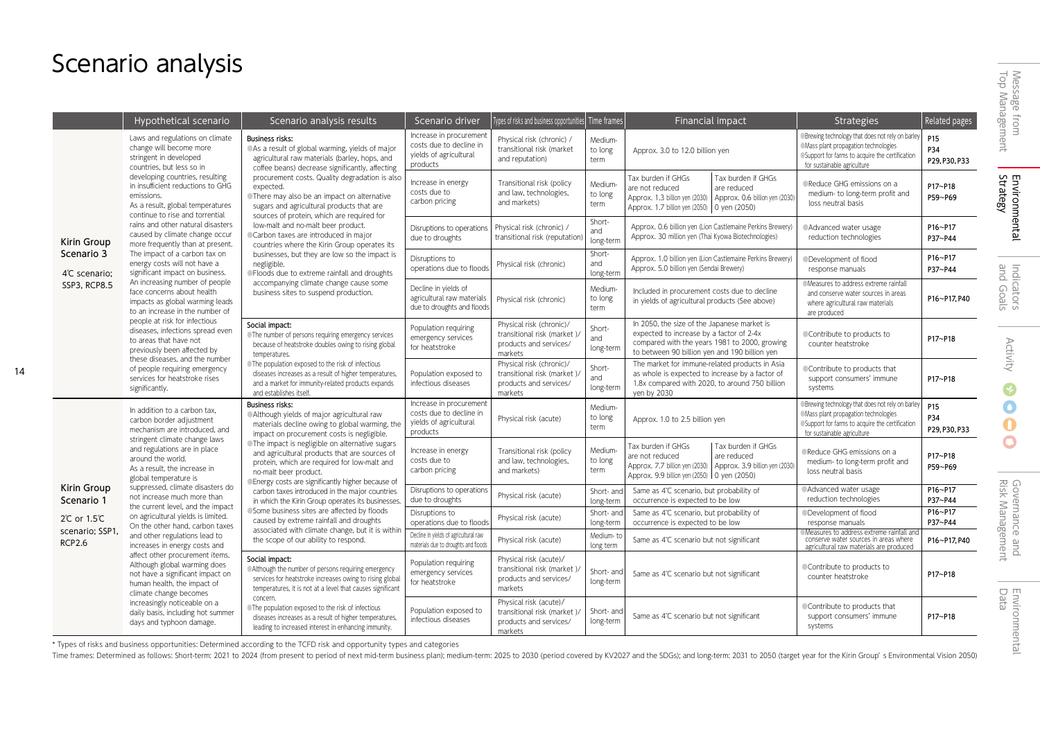# Scenario analysis

| | Hypothetical scenario | Scenario analysis results | Scenario driver | Types of risks and business opportunities | Time frames | Financial impact | Strategies | Related pages |
|---|---|---|---|---|---|---|---|---|
| **Kirin Group Scenario 3** 4℃ scenario; SSP3, RCP8.5 | Laws and regulations on climate change will become more stringent in developed countries, but less so in developing countries, resulting in insufficient reductions to GHG emissions. As a result, global temperatures continue to rise and torrential rains and other natural disasters caused by climate change occur more frequently than at present. The impact of a carbon tax on energy costs will not have a significant impact on business. An increasing number of people face concerns about health impacts as global warming leads to an increase in the number of people at risk for infectious diseases, infections spread even to areas that have not previously been affected by these diseases, and the number of people requiring emergency services for heatstroke rises significantly. | **Business risks:** ●As a result of global warming, yields of major agricultural raw materials (barley, hops, and coffee beans) decrease significantly, affecting procurement costs. Quality degradation is also expected. ●There may also be an impact on alternative sugars and agricultural products that are sources of protein, which are required for low-malt and no-malt beer product. ●Carbon taxes are introduced in major countries where the Kirin Group operates its businesses, but they are low so the impact is negligible. ●Floods due to extreme rainfall and droughts accompanying climate change cause some business sites to suspend production. | Increase in procurement costs due to decline in yields of agricultural products | Physical risk (chronic) / transitional risk (market and reputation) | Medium- to long term | Approx. 3.0 to 12.0 billion yen | ●Brewing technology that does not rely on barley ●Mass plant propagation technologies ●Support for farms to acquire the certification for sustainable agriculture | P15 P34 P29, P30, P33 |
| | | | Increase in energy costs due to carbon pricing | Transitional risk (policy and law, technologies, and markets) | Medium- to long term | Tax burden if GHGs are not reduced: Approx. 1.3 billion yen (2030), Approx. 1.7 billion yen (2050) / Tax burden if GHGs are reduced: Approx. 0.6 billion yen (2030), 0 yen (2050) | ●Reduce GHG emissions on a medium- to long-term profit and loss neutral basis | P17~P18 P59~P69 |
| | | | Disruptions to operations due to droughts | Physical risk (chronic) / transitional risk (reputation) | Short- and long-term | Approx. 0.6 billion yen (Lion Castlemaine Perkins Brewery) Approx. 30 million yen (Thai Kyowa Biotechnologies) | ●Advanced water usage reduction technologies | P16~P17 P37~P44 |
| | | | Disruptions to operations due to floods | Physical risk (chronic) | Short- and long-term | Approx. 1.0 billion yen (Lion Castlemaine Perkins Brewery) Approx. 5.0 billion yen (Sendai Brewery) | ●Development of flood response manuals | P16~P17 P37~P44 |
| | | | Decline in yields of agricultural raw materials due to droughts and floods | Physical risk (chronic) | Medium- to long term | Included in procurement costs due to decline in yields of agricultural products (See above) | ●Measures to address extreme rainfall and conserve water sources in areas where agricultural raw materials are produced | P16~P17, P40 |
| | | **Social impact:** ●The number of persons requiring emergency services because of heatstroke doubles owing to rising global temperatures. ●The population exposed to the risk of infectious diseases increases as a result of higher temperatures, and a market for immunity-related products expands and establishes itself. | Population requiring emergency services for heatstroke | Physical risk (chronic)/ transitional risk (market )/ products and services/ markets | Short- and long-term | In 2050, the size of the Japanese market is expected to increase by a factor of 2-4x compared with the years 1981 to 2000, growing to between 90 billion yen and 190 billion yen | ●Contribute to products to counter heatstroke | P17~P18 |
| | | | Population exposed to infectious diseases | Physical risk (chronic)/ transitional risk (market )/ products and services/ markets | Short- and long-term | The market for immune-related products in Asia as whole is expected to increase by a factor of 1.8x compared with 2020, to around 750 billion yen by 2030 | ●Contribute to products that support consumers' immune systems | P17~P18 |
| **Kirin Group Scenario 1** 2℃ or 1.5℃ scenario; SSP1, RCP2.6 | In addition to a carbon tax, carbon border adjustment mechanism are introduced, and stringent climate change laws and regulations are in place around the world. As a result, the increase in global temperature is suppressed, climate disasters do not increase much more than the current level, and the impact on agricultural yields is limited. On the other hand, carbon taxes and other regulations lead to increases in energy costs and affect other procurement items. Although global warming does not have a significant impact on human health, the impact of climate change becomes increasingly noticeable on a daily basis, including hot summer days and typhoon damage. | **Business risks:** ●Although yields of major agricultural raw materials decline owing to global warming, the impact on procurement costs is negligible. ●The impact is negligible on alternative sugars and agricultural products that are sources of protein, which are required for low-malt and no-malt beer product. ●Energy costs are significantly higher because of carbon taxes introduced in the major countries in which the Kirin Group operates its businesses. ●Some business sites are affected by floods caused by extreme rainfall and droughts associated with climate change, but it is within the scope of our ability to respond. | Increase in procurement costs due to decline in yields of agricultural products | Physical risk (acute) | Medium- to long term | Approx. 1.0 to 2.5 billion yen | ●Brewing technology that does not rely on barley ●Mass plant propagation technologies ●Support for farms to acquire the certification for sustainable agriculture | P15 P34 P29, P30, P33 |
| | | | Increase in energy costs due to carbon pricing | Transitional risk (policy and law, technologies, and markets) | Medium- to long term | Tax burden if GHGs are not reduced: Approx. 7.7 billion yen (2030), Approx. 9.9 billion yen (2050) / Tax burden if GHGs are reduced: Approx. 3.9 billion yen (2030), 0 yen (2050) | ●Reduce GHG emissions on a medium- to long-term profit and loss neutral basis | P17~P18 P59~P69 |
| | | | Disruptions to operations due to droughts | Physical risk (acute) | Short- and long-term | Same as 4℃ scenario, but probability of occurrence is expected to be low | ●Advanced water usage reduction technologies | P16~P17 P37~P44 |
| | | | Disruptions to operations due to floods | Physical risk (acute) | Short- and long-term | Same as 4℃ scenario, but probability of occurrence is expected to be low | ●Development of flood response manuals | P16~P17 P37~P44 |
| | | | Decline in yields of agricultural raw materials due to droughts and floods | Physical risk (acute) | Medium- to long term | Same as 4℃ scenario but not significant | ●Measures to address extreme rainfall and conserve water sources in areas where agricultural raw materials are produced | P16~P17, P40 |
| | | **Social impact:** ●Although the number of persons requiring emergency services for heatstroke increases owing to rising global temperatures, it is not at a level that causes significant concern. ●The population exposed to the risk of infectious diseases increases as a result of higher temperatures, leading to increased interest in enhancing immunity. | Population requiring emergency services for heatstroke | Physical risk (acute)/ transitional risk (market )/ products and services/ markets | Short- and long-term | Same as 4℃ scenario but not significant | ●Contribute to products to counter heatstroke | P17~P18 |
| | | | Population exposed to infectious diseases | Physical risk (acute)/ transitional risk (market )/ products and services/ markets | Short- and long-term | Same as 4℃ scenario but not significant | ●Contribute to products that support consumers' immune systems | P17~P18 |

* Types of risks and business opportunities: Determined according to the TCFD risk and opportunity types and categories

Time frames: Determined as follows: Short-term: 2021 to 2024 (from present to period of next mid-term business plan); medium-term: 2025 to 2030 (period covered by KV2027 and the SDGs); and long-term: 2031 to 2050 (target year for the Kirin Group' s Environmental Vision 2050)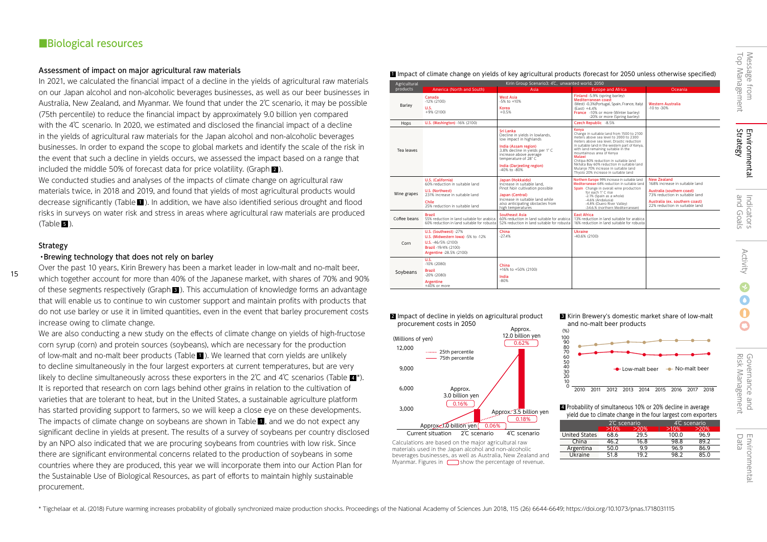## ■Biological resources

### Assessment of impact on major agricultural raw materials

In 2021, we calculated the financial impact of a decline in the yields of agricultural raw materials on our Japan alcohol and non-alcoholic beverages businesses, as well as our beer businesses in Australia, New Zealand, and Myanmar. We found that under the 2℃ scenario, it may be possible (75th percentile) to reduce the financial impact by approximately 9.0 billion yen compared with the 4℃ scenario. In 2020, we estimated and disclosed the financial impact of a decline in the yields of agricultural raw materials for the Japan alcohol and non-alcoholic beverages businesses. In order to expand the scope to global markets and identify the scale of the risk in the event that such a decline in yields occurs, we assessed the impact based on a range that included the middle 50% of forecast data for price volatility. (Graph 2).

We conducted studies and analyses of the impacts of climate change on agricultural raw materials twice, in 2018 and 2019, and found that yields of most agricultural products would decrease significantly (Table 1). In addition, we have also identified serious drought and flood risks in surveys on water risk and stress in areas where agricultural raw materials are produced (Table 5).

### Strategy

**・Brewing technology that does not rely on barley**

Over the past 10 years, Kirin Brewery has been a market leader in low-malt and no-malt beer, which together account for more than 40% of the Japanese market, with shares of 70% and 90% of these segments respectively (Graph 3). This accumulation of knowledge forms an advantage that will enable us to continue to win customer support and maintain profits with products that do not use barley or use it in limited quantities, even in the event that barley procurement costs increase owing to climate change.

We are also conducting a new study on the effects of climate change on yields of high-fructose corn syrup (corn) and protein sources (soybeans), which are necessary for the production of low-malt and no-malt beer products (Table 1). We learned that corn yields are unlikely to decline simultaneously in the four largest exporters at current temperatures, but are very likely to decline simultaneously across these exporters in the 2℃ and 4℃ scenarios (Table 4*). It is reported that research on corn lags behind other grains in relation to the cultivation of varieties that are tolerant to heat, but in the United States, a sustainable agriculture platform has started providing support to farmers, so we will keep a close eye on these developments. The impacts of climate change on soybeans are shown in Table 1, and we do not expect any significant decline in yields at present. The results of a survey of soybeans per country disclosed by an NPO also indicated that we are procuring soybeans from countries with low risk. Since there are significant environmental concerns related to the production of soybeans in some countries where they are produced, this year we will incorporate them into our Action Plan for the Sustainable Use of Biological Resources, as part of efforts to maintain highly sustainable procurement.

**1 Impact of climate change on yields of key agricultural products (forecast for 2050 unless otherwise specified)**

| Agricultural products | Kirin Group Scenario3: 4℃, unwanted world, 2050 | | | |
|---|---|---|---|---|
| | America (North and South) | Asia | Europe and Africa | Oceania |
| Barley | Canada -12% (2100)<br>U.S. +9% (2100) | West Asia -5% to +10%<br>Korea +0.5% | Finland -5.9% (spring barley)<br>Mediterranean coast (West) -0.3%(Portugal, Spain, France, Italy) (East) +4.4%<br>France -10% or more (Winter barley) -20% or more (Spring barley) | Western Australia -10 to -30% |
| Hops | U.S. (Washington) -16% (2100) | | Czech Republic -8.5% | |
| Tea leaves | | Sri Lanka Decline in yields in lowlands, low impact in highlands<br>India (Assam region) 3.8% decline in yields per 1° C increase above average temperature of 28° C<br>India (Darjeeling region) -40% to -80% | Kenya Change in suitable land from 1500 to 2100 meters above sea level to 2000 to 2300 meters above sea level. Drastic reduction in suitable land in the western part of Kenya, with land remaining suitable in the mountainous area of Kenya<br>Malawi Chitipa 80% reduction in suitable land Nkhata Bay 60% reduction in suitable land Mulanje 70% increase in suitable land Thyolo 20% increase in suitable land | |
| Wine grapes | U.S. (California) 60% reduction in suitable land<br>U.S. (Northwest) 231% increase in suitable land<br>Chile 25% reduction in suitable land | Japan (Hokkaido) Increase in suitable land, Pinot Noir cultivation possible<br>Japan (Central) Increase in suitable land while also anticipating obstacles from high temperatures | Northern Europe 99% increase in suitable land<br>Mediterranean 68% reduction in suitable land<br>Spain Change in overall wine production for each 1° C rise -2.1% (Spain as a whole) -4.6% (Andalusia) -4.8% (Duero River Valley) -34.6% (northern Mediterranean) | New Zealand 168% increase in suitable land<br>Australia (southern coast) 73% reduction in suitable land<br>Australia (ex. southern coast) 22% reduction in suitable land |
| Coffee beans | Brazil 55% reduction in land suitable for arabica 60% reduction in land suitable for robusta | Southeast Asia 60% reduction in land suitable for arabica 52% reduction in land suitable for robusta | East Africa 13% reduction in land suitable for arabica 16% reduction in land suitable for robusta | |
| Corn | U.S. (Southwest) -27%<br>U.S. (Midwestern Iowa) -5% to -12%<br>U.S. -46/5% (2100)<br>Brazil -19/4% (2100)<br>Argentine -28.5% (2100) | China -27.4% | Ukraine -40.6% (2100) | |
| Soybeans | U.S. -10% (2080)<br>Brazil -20% (2080)<br>Argentine +40% or more | China +16% to +50% (2100)<br>India -80% | | |

**2 Impact of decline in yields on agricultural product procurement costs in 2050**

(Millions of yen)

| | Current situation | 2℃ scenario | 4℃ scenario |
|---|---|---|---|
| 25th percentile | Approx. 1.0 billion yen (0.06%) | | Approx. 3.5 billion yen (0.18%) |
| 75th percentile | | Approx. 3.0 billion yen (0.16%) | Approx. 12.0 billion yen (0.62%) |

Calculations are based on the major agricultural raw materials used in the Japan alcohol and non-alcoholic beverages businesses, as well as Australia, New Zealand and Myanmar. Figures in ( ) show the percentage of revenue.

**3 Kirin Brewery's domestic market share of low-malt and no-malt beer products**

(%) Low-malt beer / No-malt beer, 2010–2018

**4 Probability of simultaneous 10% or 20% decline in average yield due to climate change in the four largest corn exporters**

| | 2℃ scenario | | 4℃ scenario | |
|---|---|---|---|---|
| | >10% | >20% | >10% | >20% |
| United States | 68.6 | 29.5 | 100.0 | 96.9 |
| China | 46.2 | 16.8 | 98.8 | 89.2 |
| Argentina | 50.0 | 9.9 | 96.9 | 86.9 |
| Ukraine | 51.8 | 19.2 | 98.2 | 85.0 |

\* Tigchelaar et al. (2018) Future warming increases probability of globally synchronized maize production shocks. Proceedings of the National Academy of Sciences Jun 2018, 115 (26) 6644-6649; https://doi.org/10.1073/pnas.1718031115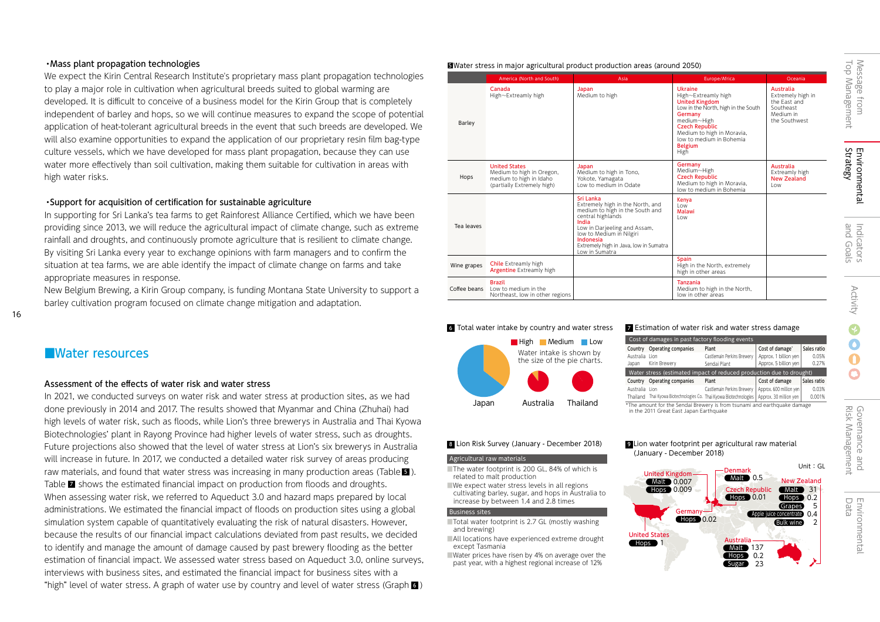・Mass plant propagation technologies

We expect the Kirin Central Research Institute's proprietary mass plant propagation technologies to play a major role in cultivation when agricultural breeds suited to global warming are developed. It is difficult to conceive of a business model for the Kirin Group that is completely independent of barley and hops, so we will continue measures to expand the scope of potential application of heat-tolerant agricultural breeds in the event that such breeds are developed. We will also examine opportunities to expand the application of our proprietary resin film bag-type culture vessels, which we have developed for mass plant propagation, because they can use water more effectively than soil cultivation, making them suitable for cultivation in areas with high water risks.

・Support for acquisition of certification for sustainable agriculture

In supporting for Sri Lanka's tea farms to get Rainforest Alliance Certified, which we have been providing since 2013, we will reduce the agricultural impact of climate change, such as extreme rainfall and droughts, and continuously promote agriculture that is resilient to climate change. By visiting Sri Lanka every year to exchange opinions with farm managers and to confirm the situation at tea farms, we are able identify the impact of climate change on farms and take appropriate measures in response.

New Belgium Brewing, a Kirin Group company, is funding Montana State University to support a barley cultivation program focused on climate change mitigation and adaptation.

## ■Water resources

### Assessment of the effects of water risk and water stress

In 2021, we conducted surveys on water risk and water stress at production sites, as we had done previously in 2014 and 2017. The results showed that Myanmar and China (Zhuhai) had high levels of water risk, such as floods, while Lion's three brewerys in Australia and Thai Kyowa Biotechnologies' plant in Rayong Province had higher levels of water stress, such as droughts. Future projections also showed that the level of water stress at Lion's six brewerys in Australia will increase in future. In 2017, we conducted a detailed water risk survey of areas producing raw materials, and found that water stress was increasing in many production areas (Table 5). Table 7 shows the estimated financial impact on production from floods and droughts.

When assessing water risk, we referred to Aqueduct 3.0 and hazard maps prepared by local administrations. We estimated the financial impact of floods on production sites using a global simulation system capable of quantitatively evaluating the risk of natural disasters. However, because the results of our financial impact calculations deviated from past results, we decided to identify and manage the amount of damage caused by past brewery flooding as the better estimation of financial impact. We assessed water stress based on Aqueduct 3.0, online surveys, interviews with business sites, and estimated the financial impact for business sites with a "high" level of water stress. A graph of water use by country and level of water stress (Graph 6)

**5 Water stress in major agricultural product production areas (around 2050)**

| | America (North and South) | Asia | Europe/Africa | Oceania |
|---|---|---|---|---|
| Barley | Canada: High~Extreamly high | Japan: Medium to high | Ukraine: High~Extreamly high; United Kingdom: Low in the North, high in the South; Germany: medium~High; Czech Republic: Medium to high in Moravia, low to medium in Bohemia; Belgium: High | Australia: Extremely high in the East and Southeast, Medium in the Southwest |
| Hops | United States: Medium to high in Oregon, medium to high in Idaho (partially Extremely high) | Japan: Medium to high in Tono, Yokote, Yamagata; Low to medium in Odate | Germany: Medium~High; Czech Republic: Medium to high in Moravia, low to medium in Bohemia | Australia: Extreamly high; New Zealand: Low |
| Tea leaves | | Sri Lanka: Extremely high in the North, and medium to high in the South and central highlands; India: Low in Darjeeling and Assam, low to Medium in Nilgiri; Indonesia: Extremely high in Java, low in Sumatra Low in Sumatra | Kenya: Low; Malawi: Low | |
| Wine grapes | Chile: Extremely high; Argentine: Extreamly high | | Spain: High in the North, extremely high in other areas | |
| Coffee beans | Brazil: Low to medium in the Northeast, low in other regions | | Tanzania: Medium to high in the North, low in other areas | |

**6 Total water intake by country and water stress**

■High ■Medium ■Low

Water intake is shown by the size of the pie charts.

Japan Australia Thailand

**7 Estimation of water risk and water stress damage**

Cost of damages in past factory flooding events

| Country | Operating companies | Plant | Cost of damage* | Sales ratio |
|---|---|---|---|---|
| Australia | Lion | Castlemain Perkins Brewery | Approx. 1 billion yen | 0.05% |
| Japan | Kirin Brewery | Sendai Plant | Approx. 5 billion yen | 0.27% |

Water stress (estimated impact of reduced production due to drought)

| Country | Operating companies | Plant | Cost of damage | Sales ratio |
|---|---|---|---|---|
| Australia | Lion | Castlemain Perkins Brewery | Approx. 600 million yen | 0.03% |
| Thailand | Thai Kyowa Biotechnologies Co. | Thai Kyowa Biotechnologies | Approx. 30 million yen | 0.001% |

*The amount for the Sendai Brewery is from tsunami and earthquake damage in the 2011 Great East Japan Earthquake

**8 Lion Risk Survey (January - December 2018)**

Agricultural raw materials

- The water footprint is 200 GL, 84% of which is related to malt production
- We expect water stress levels in all regions cultivating barley, sugar, and hops in Australia to increase by between 1.4 and 2.8 times

Business sites

- Total water footprint is 2.7 GL (mostly washing and brewing)
- All locations have experienced extreme drought except Tasmania
- Water prices have risen by 4% on average over the past year, with a highest regional increase of 12%

**9 Lion water footprint per agricultural raw material (January - December 2018)**

Unit：GL

| Country | Material | Water footprint |
|---|---|---|
| United Kingdom | Malt | 0.007 |
| United Kingdom | Hops | 0.009 |
| Denmark | Malt | 0.5 |
| Czech Republic | Hops | 0.01 |
| Germany | Hops | 0.02 |
| United States | Hops | 1 |
| New Zealand | Malt | 31 |
| New Zealand | Hops | 0.2 |
| New Zealand | Grapes | 5 |
| New Zealand | Apple juice concentrate | 0.4 |
| New Zealand | Bulk wine | 2 |
| Australia | Malt | 137 |
| Australia | Hops | 0.2 |
| Australia | Sugar | 23 |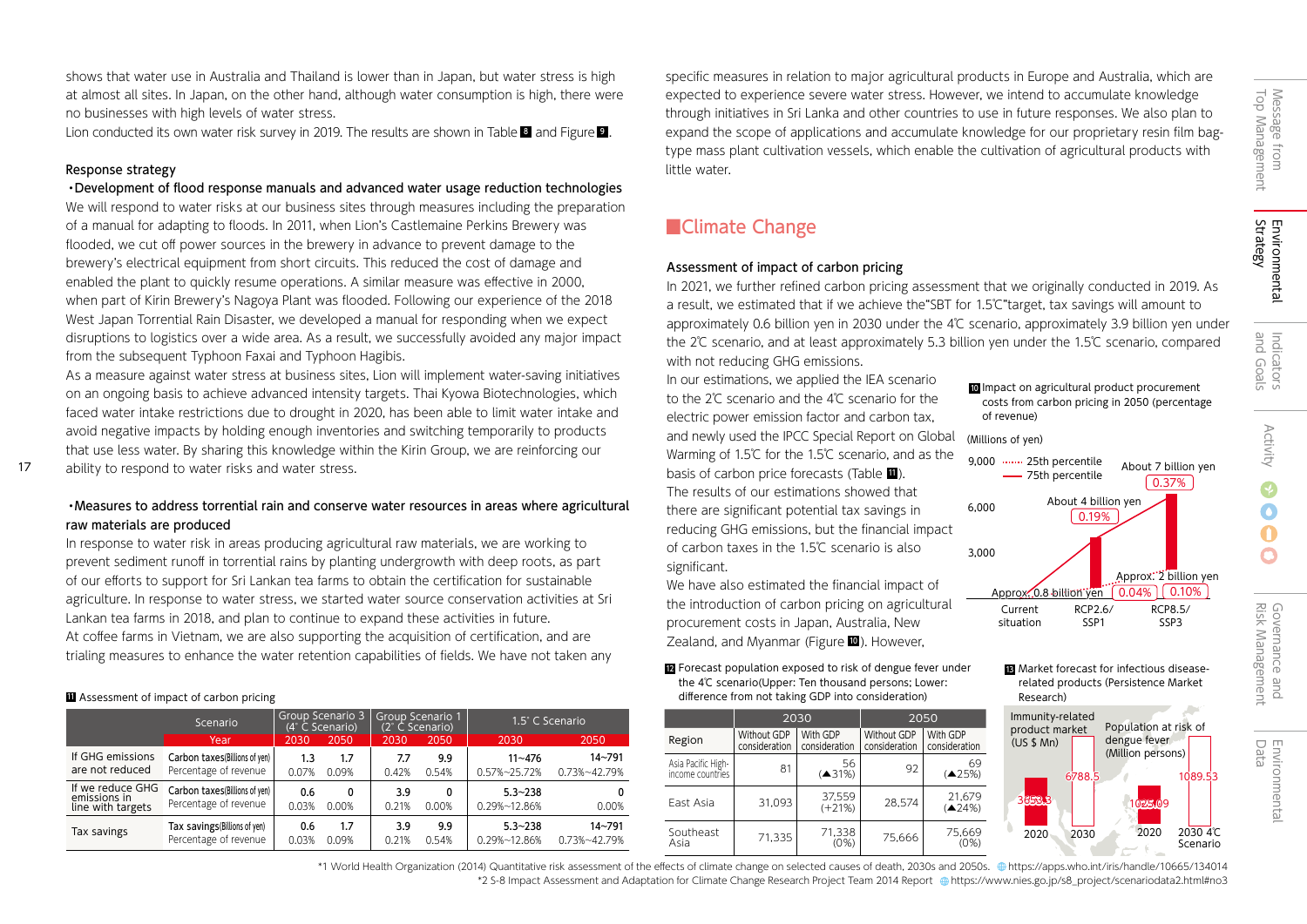shows that water use in Australia and Thailand is lower than in Japan, but water stress is high at almost all sites. In Japan, on the other hand, although water consumption is high, there were no businesses with high levels of water stress.

Lion conducted its own water risk survey in 2019. The results are shown in Table 8 and Figure 9.

### Response strategy

**・Development of flood response manuals and advanced water usage reduction technologies**

We will respond to water risks at our business sites through measures including the preparation of a manual for adapting to floods. In 2011, when Lion's Castlemaine Perkins Brewery was flooded, we cut off power sources in the brewery in advance to prevent damage to the brewery's electrical equipment from short circuits. This reduced the cost of damage and enabled the plant to quickly resume operations. A similar measure was effective in 2000, when part of Kirin Brewery's Nagoya Plant was flooded. Following our experience of the 2018 West Japan Torrential Rain Disaster, we developed a manual for responding when we expect disruptions to logistics over a wide area. As a result, we successfully avoided any major impact from the subsequent Typhoon Faxai and Typhoon Hagibis.

As a measure against water stress at business sites, Lion will implement water-saving initiatives on an ongoing basis to achieve advanced intensity targets. Thai Kyowa Biotechnologies, which faced water intake restrictions due to drought in 2020, has been able to limit water intake and avoid negative impacts by holding enough inventories and switching temporarily to products that use less water. By sharing this knowledge within the Kirin Group, we are reinforcing our ability to respond to water risks and water stress.

**・Measures to address torrential rain and conserve water resources in areas where agricultural raw materials are produced**

In response to water risk in areas producing agricultural raw materials, we are working to prevent sediment runoff in torrential rains by planting undergrowth with deep roots, as part of our efforts to support for Sri Lankan tea farms to obtain the certification for sustainable agriculture. In response to water stress, we started water source conservation activities at Sri Lankan tea farms in 2018, and plan to continue to expand these activities in future.

At coffee farms in Vietnam, we are also supporting the acquisition of certification, and are trialing measures to enhance the water retention capabilities of fields. We have not taken any specific measures in relation to major agricultural products in Europe and Australia, which are expected to experience severe water stress. However, we intend to accumulate knowledge through initiatives in Sri Lanka and other countries to use in future responses. We also plan to expand the scope of applications and accumulate knowledge for our proprietary resin film bag-type mass plant cultivation vessels, which enable the cultivation of agricultural products with little water.

11 Assessment of impact of carbon pricing

| | Scenario | Group Scenario 3 (4° C Scenario) | | Group Scenario 1 (2° C Scenario) | | 1.5° C Scenario | |
|---|---|---|---|---|---|---|---|
| | Year | 2030 | 2050 | 2030 | 2050 | 2030 | 2050 |
| If GHG emissions are not reduced | Carbon taxes(Billions of yen) | 1.3 | 1.7 | 7.7 | 9.9 | 11~476 | 14~791 |
| | Percentage of revenue | 0.07% | 0.09% | 0.42% | 0.54% | 0.57%~25.72% | 0.73%~42.79% |
| If we reduce GHG emissions in line with targets | Carbon taxes(Billions of yen) | 0.6 | 0 | 3.9 | 0 | 5.3~238 | 0 |
| | Percentage of revenue | 0.03% | 0.00% | 0.21% | 0.00% | 0.29%~12.86% | 0.00% |
| Tax savings | Tax savings(Billions of yen) | 0.6 | 1.7 | 3.9 | 9.9 | 5.3~238 | 14~791 |
| | Percentage of revenue | 0.03% | 0.09% | 0.21% | 0.54% | 0.29%~12.86% | 0.73%~42.79% |

## Climate Change

### Assessment of impact of carbon pricing

In 2021, we further refined carbon pricing assessment that we originally conducted in 2019. As a result, we estimated that if we achieve the"SBT for 1.5℃"target, tax savings will amount to approximately 0.6 billion yen in 2030 under the 4℃ scenario, approximately 3.9 billion yen under the 2℃ scenario, and at least approximately 5.3 billion yen under the 1.5℃ scenario, compared with not reducing GHG emissions.

In our estimations, we applied the IEA scenario to the 2℃ scenario and the 4℃ scenario for the electric power emission factor and carbon tax, and newly used the IPCC Special Report on Global Warming of 1.5℃ for the 1.5℃ scenario, and as the basis of carbon price forecasts (Table 11). The results of our estimations showed that there are significant potential tax savings in reducing GHG emissions, but the financial impact of carbon taxes in the 1.5℃ scenario is also significant.

We have also estimated the financial impact of the introduction of carbon pricing on agricultural procurement costs in Japan, Australia, New Zealand, and Myanmar (Figure 10). However,

10 Impact on agricultural product procurement costs from carbon pricing in 2050 (percentage of revenue)

(Millions of yen)

| | Current situation | RCP2.6/SSP1 | RCP8.5/SSP3 |
|---|---|---|---|
| 25th percentile | Approx. 0.8 billion yen | About 4 billion yen (0.19%) | Approx. 2 billion yen (0.10%) |
| 75th percentile | | (0.04%) | About 7 billion yen (0.37%) |

12 Forecast population exposed to risk of dengue fever under the 4℃ scenario(Upper: Ten thousand persons; Lower: difference from not taking GDP into consideration)

| Region | 2030 | | 2050 | |
|---|---|---|---|---|
| | Without GDP consideration | With GDP consideration | Without GDP consideration | With GDP consideration |
| Asia Pacific High-income countries | 81 | 56 (▲31%) | 92 | 69 (▲25%) |
| East Asia | 31,093 | 37,559 (+21%) | 28,574 | 21,679 (▲24%) |
| Southeast Asia | 71,335 | 71,338 (0%) | 75,666 | 75,669 (0%) |

13 Market forecast for infectious disease-related products (Persistence Market Research)

| | 2020 | 2030 |
|---|---|---|
| Immunity-related product market (US $ Mn) | 3653.3 | 6788.5 |

| | 2020 | 2030 4℃ Scenario |
|---|---|---|
| Population at risk of dengue fever (Million persons) | 1025.09 | 1089.53 |

*1 World Health Organization (2014) Quantitative risk assessment of the effects of climate change on selected causes of death, 2030s and 2050s. https://apps.who.int/iris/handle/10665/134014

*2 S-8 Impact Assessment and Adaptation for Climate Change Research Project Team 2014 Report https://www.nies.go.jp/s8_project/scenariodata2.html#no3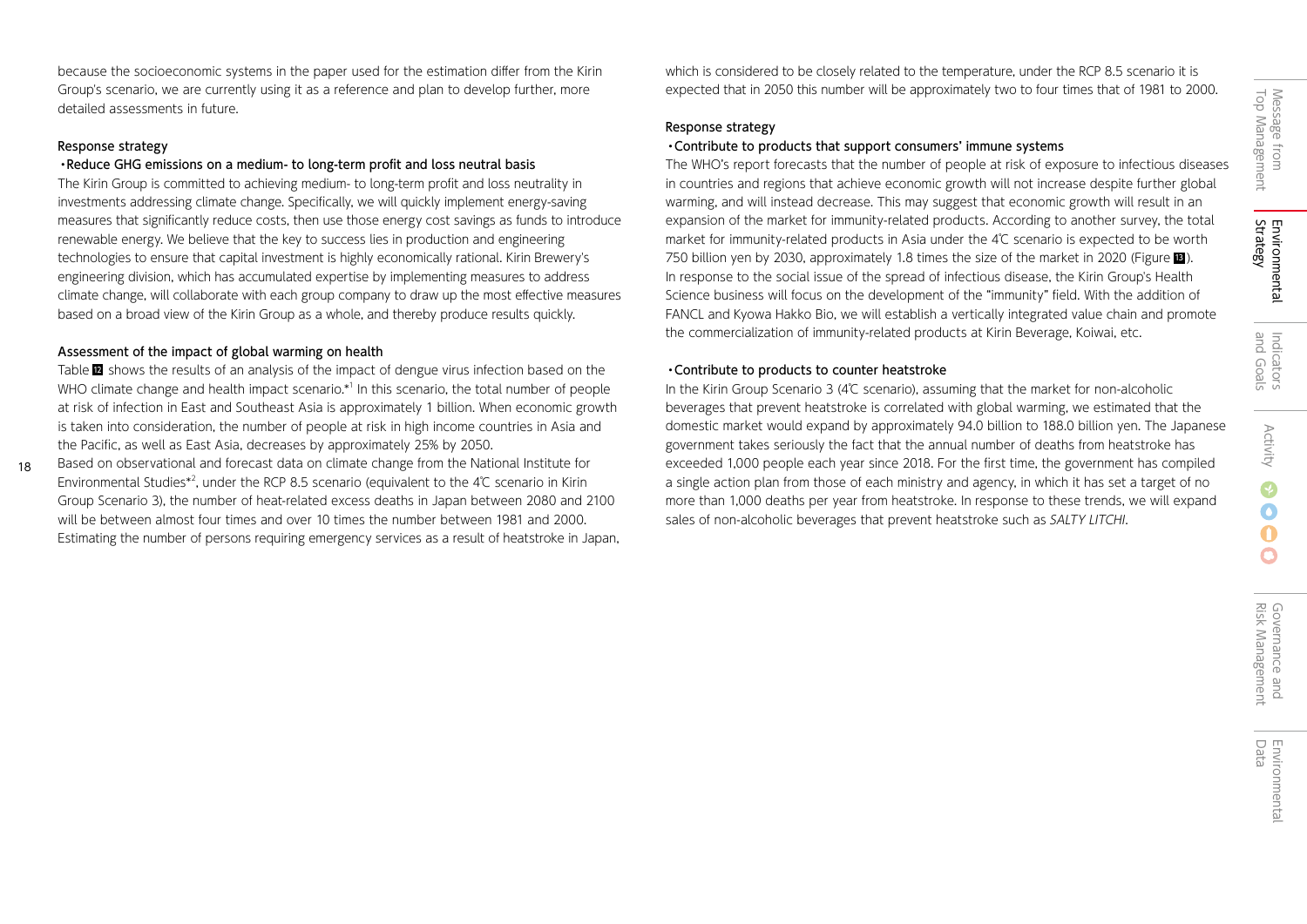because the socioeconomic systems in the paper used for the estimation differ from the Kirin Group's scenario, we are currently using it as a reference and plan to develop further, more detailed assessments in future.

#### Response strategy

**・Reduce GHG emissions on a medium- to long-term profit and loss neutral basis**

The Kirin Group is committed to achieving medium- to long-term profit and loss neutrality in investments addressing climate change. Specifically, we will quickly implement energy-saving measures that significantly reduce costs, then use those energy cost savings as funds to introduce renewable energy. We believe that the key to success lies in production and engineering technologies to ensure that capital investment is highly economically rational. Kirin Brewery's engineering division, which has accumulated expertise by implementing measures to address climate change, will collaborate with each group company to draw up the most effective measures based on a broad view of the Kirin Group as a whole, and thereby produce results quickly.

#### Assessment of the impact of global warming on health

Table 12 shows the results of an analysis of the impact of dengue virus infection based on the WHO climate change and health impact scenario.*[1] In this scenario, the total number of people at risk of infection in East and Southeast Asia is approximately 1 billion. When economic growth is taken into consideration, the number of people at risk in high income countries in Asia and the Pacific, as well as East Asia, decreases by approximately 25% by 2050.

Based on observational and forecast data on climate change from the National Institute for Environmental Studies*[2], under the RCP 8.5 scenario (equivalent to the 4℃ scenario in Kirin Group Scenario 3), the number of heat-related excess deaths in Japan between 2080 and 2100 will be between almost four times and over 10 times the number between 1981 and 2000. Estimating the number of persons requiring emergency services as a result of heatstroke in Japan, which is considered to be closely related to the temperature, under the RCP 8.5 scenario it is expected that in 2050 this number will be approximately two to four times that of 1981 to 2000.

#### Response strategy

**・Contribute to products that support consumers' immune systems**

The WHO's report forecasts that the number of people at risk of exposure to infectious diseases in countries and regions that achieve economic growth will not increase despite further global warming, and will instead decrease. This may suggest that economic growth will result in an expansion of the market for immunity-related products. According to another survey, the total market for immunity-related products in Asia under the 4℃ scenario is expected to be worth 750 billion yen by 2030, approximately 1.8 times the size of the market in 2020 (Figure 13).

In response to the social issue of the spread of infectious disease, the Kirin Group's Health Science business will focus on the development of the "immunity" field. With the addition of FANCL and Kyowa Hakko Bio, we will establish a vertically integrated value chain and promote the commercialization of immunity-related products at Kirin Beverage, Koiwai, etc.

**・Contribute to products to counter heatstroke**

In the Kirin Group Scenario 3 (4℃ scenario), assuming that the market for non-alcoholic beverages that prevent heatstroke is correlated with global warming, we estimated that the domestic market would expand by approximately 94.0 billion to 188.0 billion yen. The Japanese government takes seriously the fact that the annual number of deaths from heatstroke has exceeded 1,000 people each year since 2018. For the first time, the government has compiled a single action plan from those of each ministry and agency, in which it has set a target of no more than 1,000 deaths per year from heatstroke. In response to these trends, we will expand sales of non-alcoholic beverages that prevent heatstroke such as *SALTY LITCHI*.